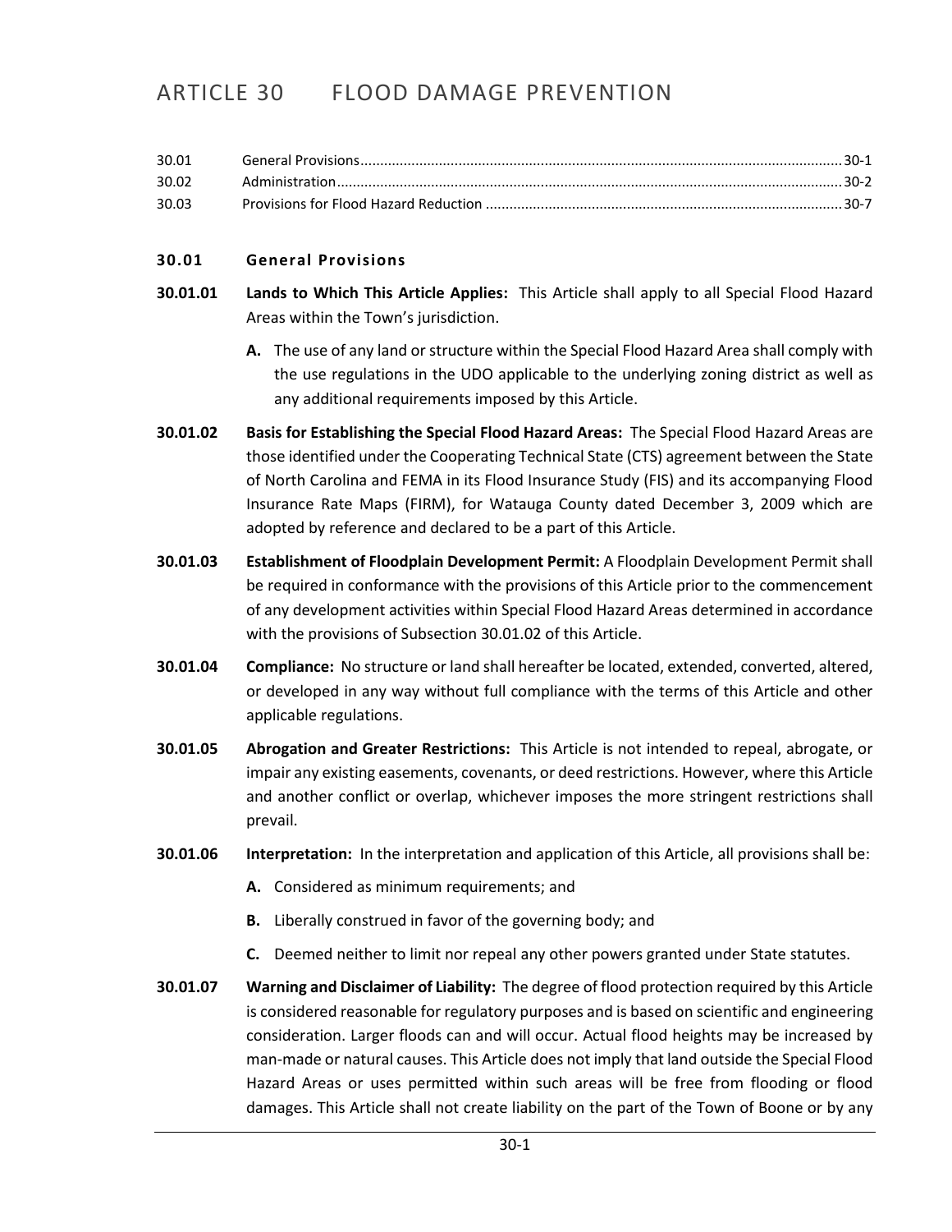# ARTICLE 30 FLOOD DAMAGE PREVENTION

| | | |
|---|---|---|
| 30.01 | General Provisions | 30-1 |
| 30.02 | Administration | 30-2 |
| 30.03 | Provisions for Flood Hazard Reduction | 30-7 |

## 30.01 General Provisions

**30.01.01 Lands to Which This Article Applies:** This Article shall apply to all Special Flood Hazard Areas within the Town's jurisdiction.

**A.** The use of any land or structure within the Special Flood Hazard Area shall comply with the use regulations in the UDO applicable to the underlying zoning district as well as any additional requirements imposed by this Article.

**30.01.02 Basis for Establishing the Special Flood Hazard Areas:** The Special Flood Hazard Areas are those identified under the Cooperating Technical State (CTS) agreement between the State of North Carolina and FEMA in its Flood Insurance Study (FIS) and its accompanying Flood Insurance Rate Maps (FIRM), for Watauga County dated December 3, 2009 which are adopted by reference and declared to be a part of this Article.

**30.01.03 Establishment of Floodplain Development Permit:** A Floodplain Development Permit shall be required in conformance with the provisions of this Article prior to the commencement of any development activities within Special Flood Hazard Areas determined in accordance with the provisions of Subsection 30.01.02 of this Article.

**30.01.04 Compliance:** No structure or land shall hereafter be located, extended, converted, altered, or developed in any way without full compliance with the terms of this Article and other applicable regulations.

**30.01.05 Abrogation and Greater Restrictions:** This Article is not intended to repeal, abrogate, or impair any existing easements, covenants, or deed restrictions. However, where this Article and another conflict or overlap, whichever imposes the more stringent restrictions shall prevail.

**30.01.06 Interpretation:** In the interpretation and application of this Article, all provisions shall be:

**A.** Considered as minimum requirements; and

**B.** Liberally construed in favor of the governing body; and

**C.** Deemed neither to limit nor repeal any other powers granted under State statutes.

**30.01.07 Warning and Disclaimer of Liability:** The degree of flood protection required by this Article is considered reasonable for regulatory purposes and is based on scientific and engineering consideration. Larger floods can and will occur. Actual flood heights may be increased by man-made or natural causes. This Article does not imply that land outside the Special Flood Hazard Areas or uses permitted within such areas will be free from flooding or flood damages. This Article shall not create liability on the part of the Town of Boone or by any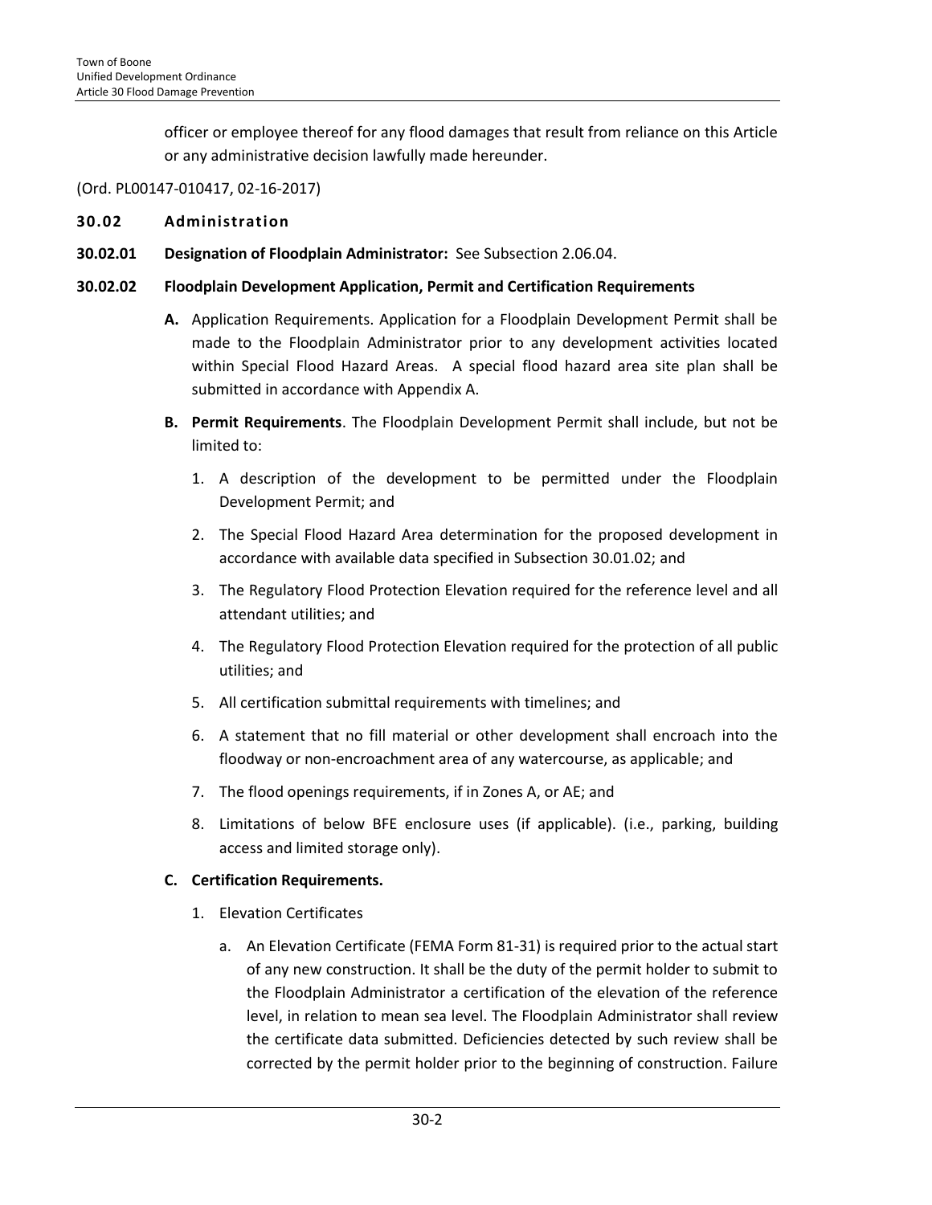officer or employee thereof for any flood damages that result from reliance on this Article or any administrative decision lawfully made hereunder.

(Ord. PL00147-010417, 02-16-2017)

## 30.02 Administration

**30.02.01 Designation of Floodplain Administrator:** See Subsection 2.06.04.

**30.02.02 Floodplain Development Application, Permit and Certification Requirements**

**A.** Application Requirements. Application for a Floodplain Development Permit shall be made to the Floodplain Administrator prior to any development activities located within Special Flood Hazard Areas. A special flood hazard area site plan shall be submitted in accordance with Appendix A.

**B. Permit Requirements**. The Floodplain Development Permit shall include, but not be limited to:

1. A description of the development to be permitted under the Floodplain Development Permit; and
2. The Special Flood Hazard Area determination for the proposed development in accordance with available data specified in Subsection 30.01.02; and
3. The Regulatory Flood Protection Elevation required for the reference level and all attendant utilities; and
4. The Regulatory Flood Protection Elevation required for the protection of all public utilities; and
5. All certification submittal requirements with timelines; and
6. A statement that no fill material or other development shall encroach into the floodway or non-encroachment area of any watercourse, as applicable; and
7. The flood openings requirements, if in Zones A, or AE; and
8. Limitations of below BFE enclosure uses (if applicable). (i.e., parking, building access and limited storage only).

**C. Certification Requirements.**

1. Elevation Certificates
   a. An Elevation Certificate (FEMA Form 81-31) is required prior to the actual start of any new construction. It shall be the duty of the permit holder to submit to the Floodplain Administrator a certification of the elevation of the reference level, in relation to mean sea level. The Floodplain Administrator shall review the certificate data submitted. Deficiencies detected by such review shall be corrected by the permit holder prior to the beginning of construction. Failure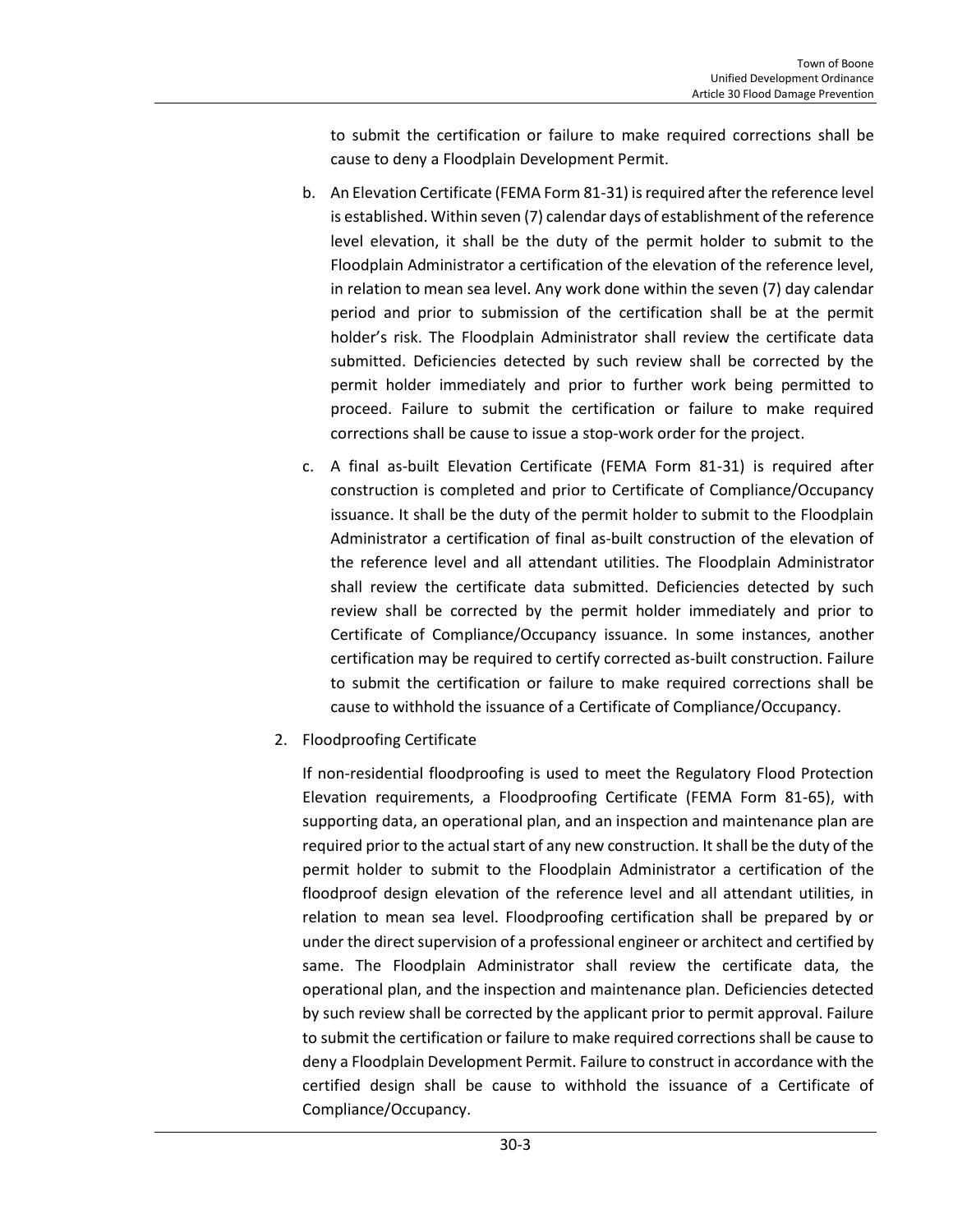to submit the certification or failure to make required corrections shall be cause to deny a Floodplain Development Permit.

b. An Elevation Certificate (FEMA Form 81-31) is required after the reference level is established. Within seven (7) calendar days of establishment of the reference level elevation, it shall be the duty of the permit holder to submit to the Floodplain Administrator a certification of the elevation of the reference level, in relation to mean sea level. Any work done within the seven (7) day calendar period and prior to submission of the certification shall be at the permit holder's risk. The Floodplain Administrator shall review the certificate data submitted. Deficiencies detected by such review shall be corrected by the permit holder immediately and prior to further work being permitted to proceed. Failure to submit the certification or failure to make required corrections shall be cause to issue a stop-work order for the project.

c. A final as-built Elevation Certificate (FEMA Form 81-31) is required after construction is completed and prior to Certificate of Compliance/Occupancy issuance. It shall be the duty of the permit holder to submit to the Floodplain Administrator a certification of final as-built construction of the elevation of the reference level and all attendant utilities. The Floodplain Administrator shall review the certificate data submitted. Deficiencies detected by such review shall be corrected by the permit holder immediately and prior to Certificate of Compliance/Occupancy issuance. In some instances, another certification may be required to certify corrected as-built construction. Failure to submit the certification or failure to make required corrections shall be cause to withhold the issuance of a Certificate of Compliance/Occupancy.

2. Floodproofing Certificate

   If non-residential floodproofing is used to meet the Regulatory Flood Protection Elevation requirements, a Floodproofing Certificate (FEMA Form 81-65), with supporting data, an operational plan, and an inspection and maintenance plan are required prior to the actual start of any new construction. It shall be the duty of the permit holder to submit to the Floodplain Administrator a certification of the floodproof design elevation of the reference level and all attendant utilities, in relation to mean sea level. Floodproofing certification shall be prepared by or under the direct supervision of a professional engineer or architect and certified by same. The Floodplain Administrator shall review the certificate data, the operational plan, and the inspection and maintenance plan. Deficiencies detected by such review shall be corrected by the applicant prior to permit approval. Failure to submit the certification or failure to make required corrections shall be cause to deny a Floodplain Development Permit. Failure to construct in accordance with the certified design shall be cause to withhold the issuance of a Certificate of Compliance/Occupancy.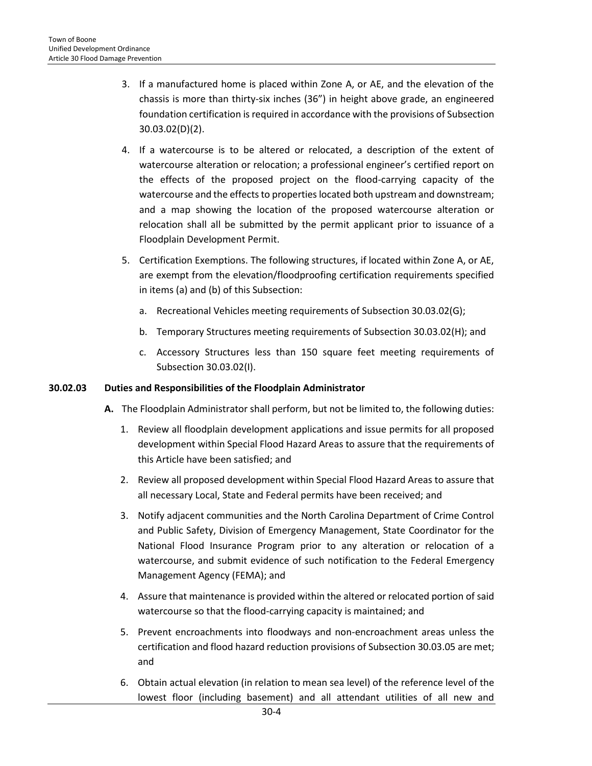3. If a manufactured home is placed within Zone A, or AE, and the elevation of the chassis is more than thirty-six inches (36") in height above grade, an engineered foundation certification is required in accordance with the provisions of Subsection 30.03.02(D)(2).

4. If a watercourse is to be altered or relocated, a description of the extent of watercourse alteration or relocation; a professional engineer's certified report on the effects of the proposed project on the flood-carrying capacity of the watercourse and the effects to properties located both upstream and downstream; and a map showing the location of the proposed watercourse alteration or relocation shall all be submitted by the permit applicant prior to issuance of a Floodplain Development Permit.

5. Certification Exemptions. The following structures, if located within Zone A, or AE, are exempt from the elevation/floodproofing certification requirements specified in items (a) and (b) of this Subsection:

   a. Recreational Vehicles meeting requirements of Subsection 30.03.02(G);

   b. Temporary Structures meeting requirements of Subsection 30.03.02(H); and

   c. Accessory Structures less than 150 square feet meeting requirements of Subsection 30.03.02(I).

**30.02.03 Duties and Responsibilities of the Floodplain Administrator**

**A.** The Floodplain Administrator shall perform, but not be limited to, the following duties:

1. Review all floodplain development applications and issue permits for all proposed development within Special Flood Hazard Areas to assure that the requirements of this Article have been satisfied; and

2. Review all proposed development within Special Flood Hazard Areas to assure that all necessary Local, State and Federal permits have been received; and

3. Notify adjacent communities and the North Carolina Department of Crime Control and Public Safety, Division of Emergency Management, State Coordinator for the National Flood Insurance Program prior to any alteration or relocation of a watercourse, and submit evidence of such notification to the Federal Emergency Management Agency (FEMA); and

4. Assure that maintenance is provided within the altered or relocated portion of said watercourse so that the flood-carrying capacity is maintained; and

5. Prevent encroachments into floodways and non-encroachment areas unless the certification and flood hazard reduction provisions of Subsection 30.03.05 are met; and

6. Obtain actual elevation (in relation to mean sea level) of the reference level of the lowest floor (including basement) and all attendant utilities of all new and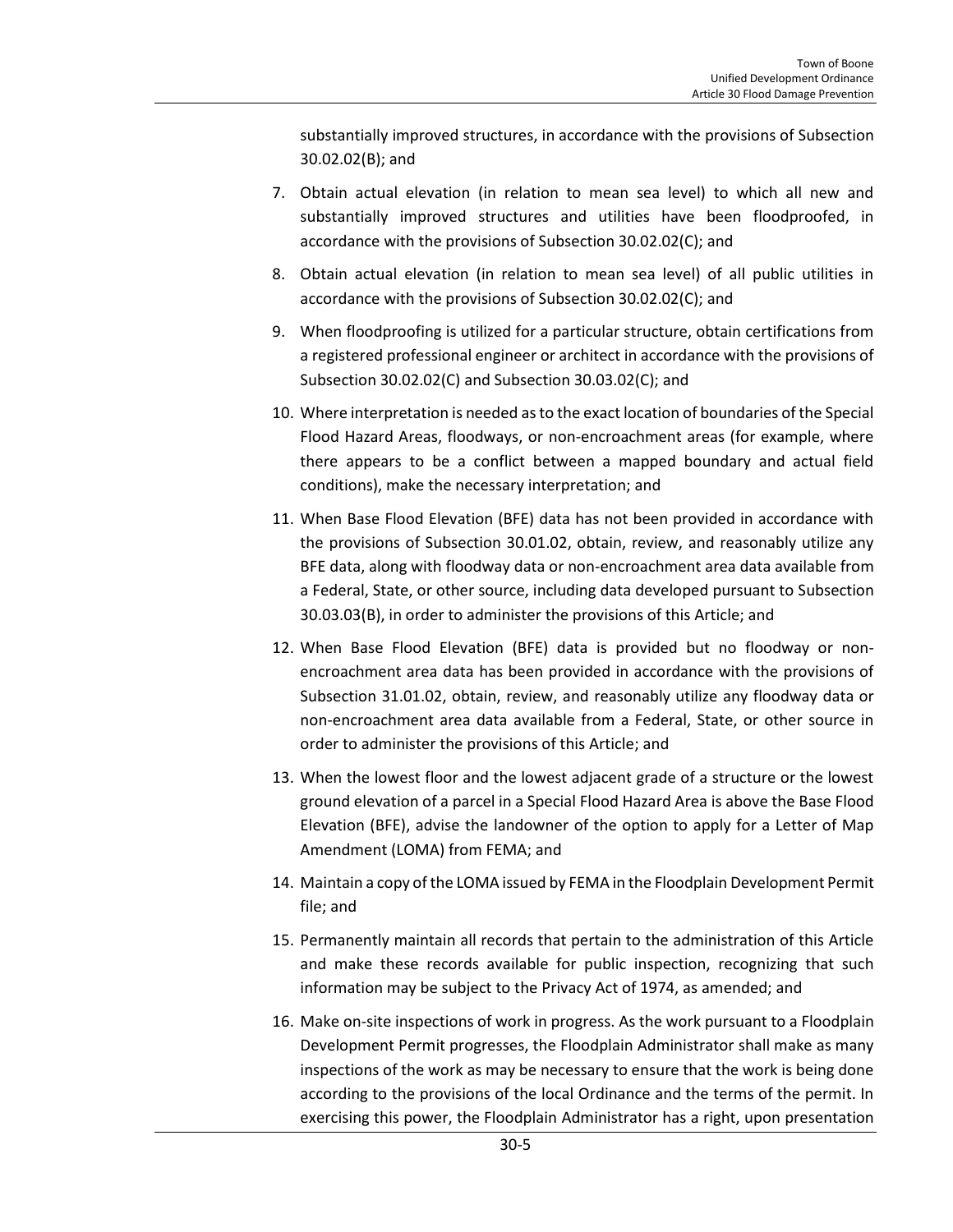substantially improved structures, in accordance with the provisions of Subsection 30.02.02(B); and

7. Obtain actual elevation (in relation to mean sea level) to which all new and substantially improved structures and utilities have been floodproofed, in accordance with the provisions of Subsection 30.02.02(C); and
8. Obtain actual elevation (in relation to mean sea level) of all public utilities in accordance with the provisions of Subsection 30.02.02(C); and
9. When floodproofing is utilized for a particular structure, obtain certifications from a registered professional engineer or architect in accordance with the provisions of Subsection 30.02.02(C) and Subsection 30.03.02(C); and
10. Where interpretation is needed as to the exact location of boundaries of the Special Flood Hazard Areas, floodways, or non-encroachment areas (for example, where there appears to be a conflict between a mapped boundary and actual field conditions), make the necessary interpretation; and
11. When Base Flood Elevation (BFE) data has not been provided in accordance with the provisions of Subsection 30.01.02, obtain, review, and reasonably utilize any BFE data, along with floodway data or non-encroachment area data available from a Federal, State, or other source, including data developed pursuant to Subsection 30.03.03(B), in order to administer the provisions of this Article; and
12. When Base Flood Elevation (BFE) data is provided but no floodway or non-encroachment area data has been provided in accordance with the provisions of Subsection 31.01.02, obtain, review, and reasonably utilize any floodway data or non-encroachment area data available from a Federal, State, or other source in order to administer the provisions of this Article; and
13. When the lowest floor and the lowest adjacent grade of a structure or the lowest ground elevation of a parcel in a Special Flood Hazard Area is above the Base Flood Elevation (BFE), advise the landowner of the option to apply for a Letter of Map Amendment (LOMA) from FEMA; and
14. Maintain a copy of the LOMA issued by FEMA in the Floodplain Development Permit file; and
15. Permanently maintain all records that pertain to the administration of this Article and make these records available for public inspection, recognizing that such information may be subject to the Privacy Act of 1974, as amended; and
16. Make on-site inspections of work in progress. As the work pursuant to a Floodplain Development Permit progresses, the Floodplain Administrator shall make as many inspections of the work as may be necessary to ensure that the work is being done according to the provisions of the local Ordinance and the terms of the permit. In exercising this power, the Floodplain Administrator has a right, upon presentation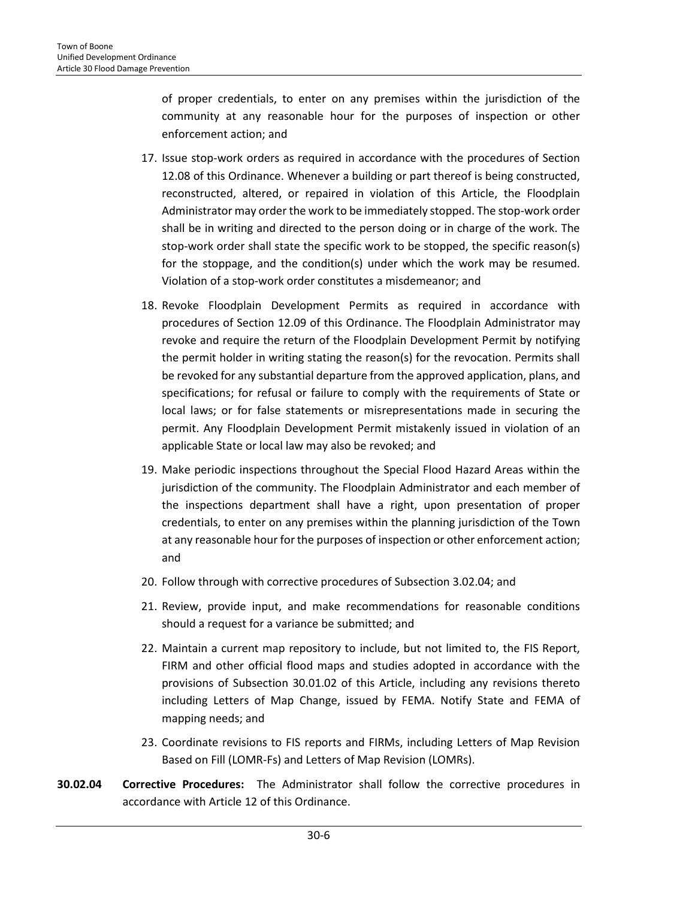of proper credentials, to enter on any premises within the jurisdiction of the community at any reasonable hour for the purposes of inspection or other enforcement action; and

17. Issue stop-work orders as required in accordance with the procedures of Section 12.08 of this Ordinance. Whenever a building or part thereof is being constructed, reconstructed, altered, or repaired in violation of this Article, the Floodplain Administrator may order the work to be immediately stopped. The stop-work order shall be in writing and directed to the person doing or in charge of the work. The stop-work order shall state the specific work to be stopped, the specific reason(s) for the stoppage, and the condition(s) under which the work may be resumed. Violation of a stop-work order constitutes a misdemeanor; and
18. Revoke Floodplain Development Permits as required in accordance with procedures of Section 12.09 of this Ordinance. The Floodplain Administrator may revoke and require the return of the Floodplain Development Permit by notifying the permit holder in writing stating the reason(s) for the revocation. Permits shall be revoked for any substantial departure from the approved application, plans, and specifications; for refusal or failure to comply with the requirements of State or local laws; or for false statements or misrepresentations made in securing the permit. Any Floodplain Development Permit mistakenly issued in violation of an applicable State or local law may also be revoked; and
19. Make periodic inspections throughout the Special Flood Hazard Areas within the jurisdiction of the community. The Floodplain Administrator and each member of the inspections department shall have a right, upon presentation of proper credentials, to enter on any premises within the planning jurisdiction of the Town at any reasonable hour for the purposes of inspection or other enforcement action; and
20. Follow through with corrective procedures of Subsection 3.02.04; and
21. Review, provide input, and make recommendations for reasonable conditions should a request for a variance be submitted; and
22. Maintain a current map repository to include, but not limited to, the FIS Report, FIRM and other official flood maps and studies adopted in accordance with the provisions of Subsection 30.01.02 of this Article, including any revisions thereto including Letters of Map Change, issued by FEMA. Notify State and FEMA of mapping needs; and
23. Coordinate revisions to FIS reports and FIRMs, including Letters of Map Revision Based on Fill (LOMR-Fs) and Letters of Map Revision (LOMRs).

**30.02.04 Corrective Procedures:** The Administrator shall follow the corrective procedures in accordance with Article 12 of this Ordinance.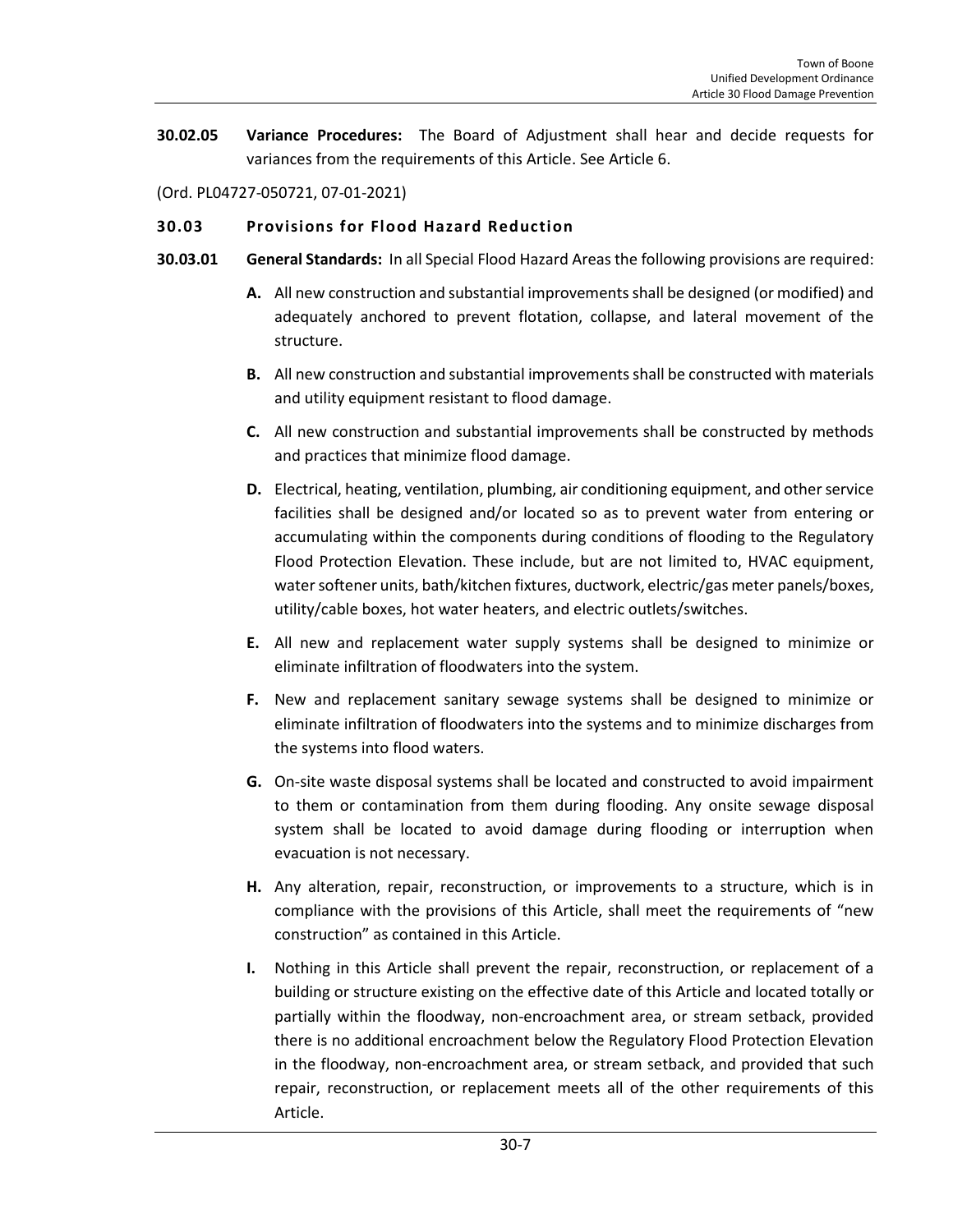**30.02.05 Variance Procedures:** The Board of Adjustment shall hear and decide requests for variances from the requirements of this Article. See Article 6.

(Ord. PL04727-050721, 07-01-2021)

## 30.03 Provisions for Flood Hazard Reduction

**30.03.01 General Standards:** In all Special Flood Hazard Areas the following provisions are required:

**A.** All new construction and substantial improvements shall be designed (or modified) and adequately anchored to prevent flotation, collapse, and lateral movement of the structure.

**B.** All new construction and substantial improvements shall be constructed with materials and utility equipment resistant to flood damage.

**C.** All new construction and substantial improvements shall be constructed by methods and practices that minimize flood damage.

**D.** Electrical, heating, ventilation, plumbing, air conditioning equipment, and other service facilities shall be designed and/or located so as to prevent water from entering or accumulating within the components during conditions of flooding to the Regulatory Flood Protection Elevation. These include, but are not limited to, HVAC equipment, water softener units, bath/kitchen fixtures, ductwork, electric/gas meter panels/boxes, utility/cable boxes, hot water heaters, and electric outlets/switches.

**E.** All new and replacement water supply systems shall be designed to minimize or eliminate infiltration of floodwaters into the system.

**F.** New and replacement sanitary sewage systems shall be designed to minimize or eliminate infiltration of floodwaters into the systems and to minimize discharges from the systems into flood waters.

**G.** On-site waste disposal systems shall be located and constructed to avoid impairment to them or contamination from them during flooding. Any onsite sewage disposal system shall be located to avoid damage during flooding or interruption when evacuation is not necessary.

**H.** Any alteration, repair, reconstruction, or improvements to a structure, which is in compliance with the provisions of this Article, shall meet the requirements of "new construction" as contained in this Article.

**I.** Nothing in this Article shall prevent the repair, reconstruction, or replacement of a building or structure existing on the effective date of this Article and located totally or partially within the floodway, non-encroachment area, or stream setback, provided there is no additional encroachment below the Regulatory Flood Protection Elevation in the floodway, non-encroachment area, or stream setback, and provided that such repair, reconstruction, or replacement meets all of the other requirements of this Article.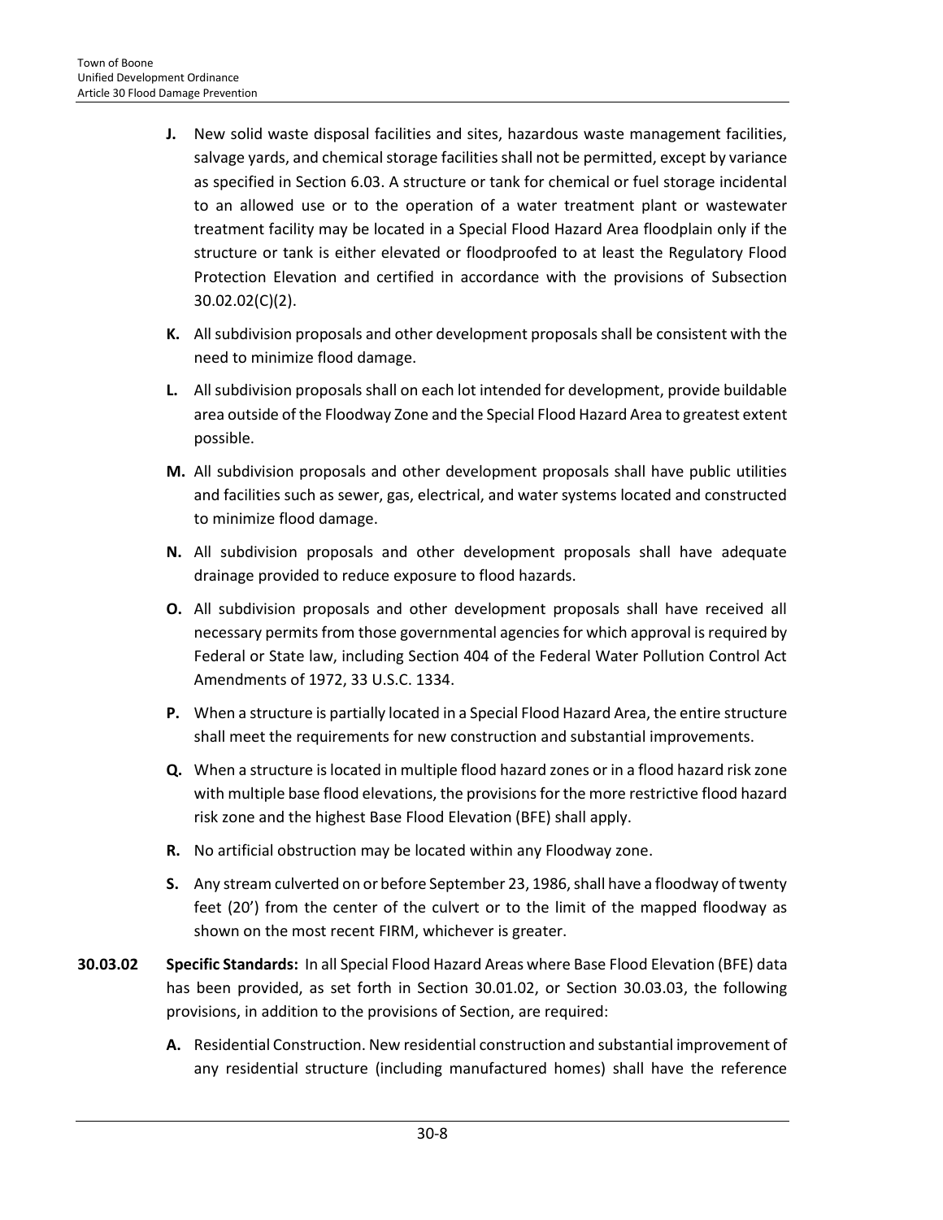**J.** New solid waste disposal facilities and sites, hazardous waste management facilities, salvage yards, and chemical storage facilities shall not be permitted, except by variance as specified in Section 6.03. A structure or tank for chemical or fuel storage incidental to an allowed use or to the operation of a water treatment plant or wastewater treatment facility may be located in a Special Flood Hazard Area floodplain only if the structure or tank is either elevated or floodproofed to at least the Regulatory Flood Protection Elevation and certified in accordance with the provisions of Subsection 30.02.02(C)(2).

**K.** All subdivision proposals and other development proposals shall be consistent with the need to minimize flood damage.

**L.** All subdivision proposals shall on each lot intended for development, provide buildable area outside of the Floodway Zone and the Special Flood Hazard Area to greatest extent possible.

**M.** All subdivision proposals and other development proposals shall have public utilities and facilities such as sewer, gas, electrical, and water systems located and constructed to minimize flood damage.

**N.** All subdivision proposals and other development proposals shall have adequate drainage provided to reduce exposure to flood hazards.

**O.** All subdivision proposals and other development proposals shall have received all necessary permits from those governmental agencies for which approval is required by Federal or State law, including Section 404 of the Federal Water Pollution Control Act Amendments of 1972, 33 U.S.C. 1334.

**P.** When a structure is partially located in a Special Flood Hazard Area, the entire structure shall meet the requirements for new construction and substantial improvements.

**Q.** When a structure is located in multiple flood hazard zones or in a flood hazard risk zone with multiple base flood elevations, the provisions for the more restrictive flood hazard risk zone and the highest Base Flood Elevation (BFE) shall apply.

**R.** No artificial obstruction may be located within any Floodway zone.

**S.** Any stream culverted on or before September 23, 1986, shall have a floodway of twenty feet (20') from the center of the culvert or to the limit of the mapped floodway as shown on the most recent FIRM, whichever is greater.

**30.03.02 Specific Standards:** In all Special Flood Hazard Areas where Base Flood Elevation (BFE) data has been provided, as set forth in Section 30.01.02, or Section 30.03.03, the following provisions, in addition to the provisions of Section, are required:

**A.** Residential Construction. New residential construction and substantial improvement of any residential structure (including manufactured homes) shall have the reference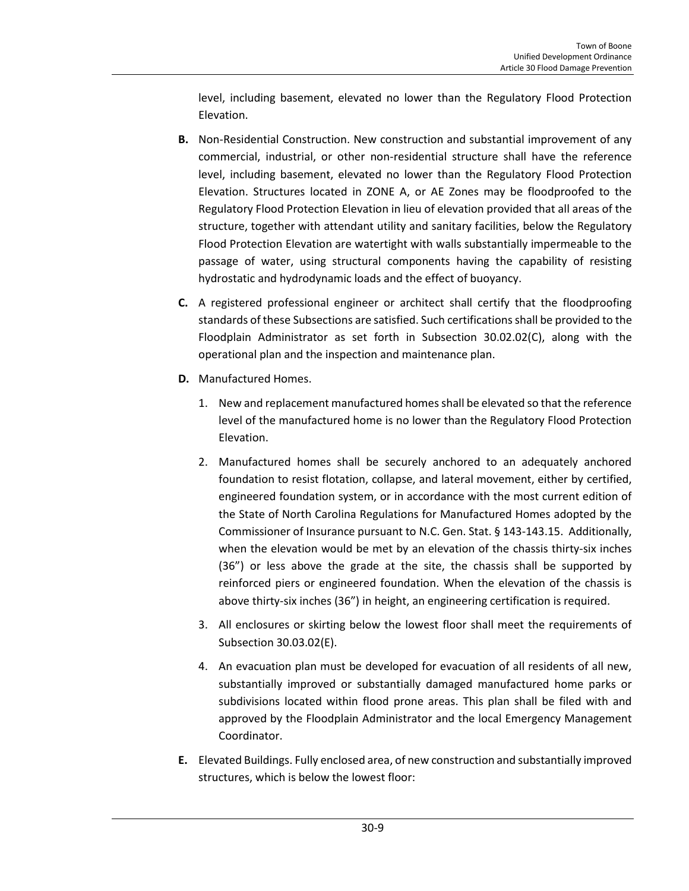level, including basement, elevated no lower than the Regulatory Flood Protection Elevation.

**B.** Non-Residential Construction. New construction and substantial improvement of any commercial, industrial, or other non-residential structure shall have the reference level, including basement, elevated no lower than the Regulatory Flood Protection Elevation. Structures located in ZONE A, or AE Zones may be floodproofed to the Regulatory Flood Protection Elevation in lieu of elevation provided that all areas of the structure, together with attendant utility and sanitary facilities, below the Regulatory Flood Protection Elevation are watertight with walls substantially impermeable to the passage of water, using structural components having the capability of resisting hydrostatic and hydrodynamic loads and the effect of buoyancy.

**C.** A registered professional engineer or architect shall certify that the floodproofing standards of these Subsections are satisfied. Such certifications shall be provided to the Floodplain Administrator as set forth in Subsection 30.02.02(C), along with the operational plan and the inspection and maintenance plan.

**D.** Manufactured Homes.

1. New and replacement manufactured homes shall be elevated so that the reference level of the manufactured home is no lower than the Regulatory Flood Protection Elevation.
2. Manufactured homes shall be securely anchored to an adequately anchored foundation to resist flotation, collapse, and lateral movement, either by certified, engineered foundation system, or in accordance with the most current edition of the State of North Carolina Regulations for Manufactured Homes adopted by the Commissioner of Insurance pursuant to N.C. Gen. Stat. § 143-143.15. Additionally, when the elevation would be met by an elevation of the chassis thirty-six inches (36") or less above the grade at the site, the chassis shall be supported by reinforced piers or engineered foundation. When the elevation of the chassis is above thirty-six inches (36") in height, an engineering certification is required.
3. All enclosures or skirting below the lowest floor shall meet the requirements of Subsection 30.03.02(E).
4. An evacuation plan must be developed for evacuation of all residents of all new, substantially improved or substantially damaged manufactured home parks or subdivisions located within flood prone areas. This plan shall be filed with and approved by the Floodplain Administrator and the local Emergency Management Coordinator.

**E.** Elevated Buildings. Fully enclosed area, of new construction and substantially improved structures, which is below the lowest floor: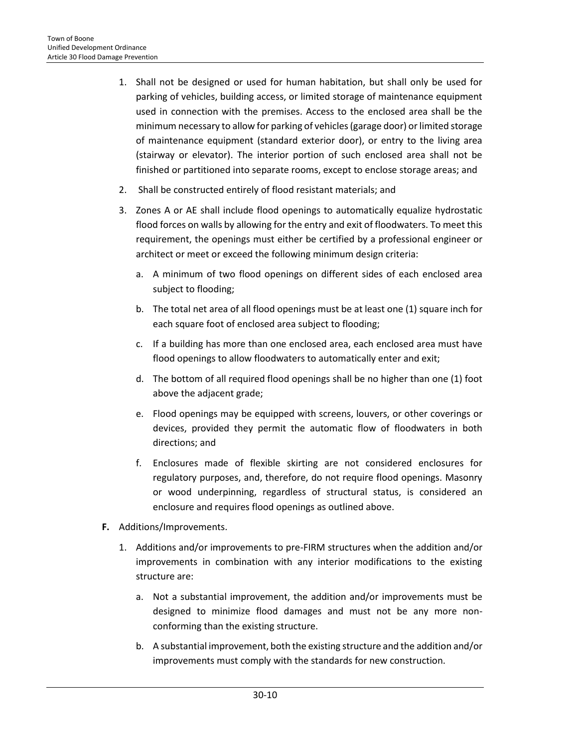1. Shall not be designed or used for human habitation, but shall only be used for parking of vehicles, building access, or limited storage of maintenance equipment used in connection with the premises. Access to the enclosed area shall be the minimum necessary to allow for parking of vehicles (garage door) or limited storage of maintenance equipment (standard exterior door), or entry to the living area (stairway or elevator). The interior portion of such enclosed area shall not be finished or partitioned into separate rooms, except to enclose storage areas; and

2. Shall be constructed entirely of flood resistant materials; and

3. Zones A or AE shall include flood openings to automatically equalize hydrostatic flood forces on walls by allowing for the entry and exit of floodwaters. To meet this requirement, the openings must either be certified by a professional engineer or architect or meet or exceed the following minimum design criteria:

   a. A minimum of two flood openings on different sides of each enclosed area subject to flooding;

   b. The total net area of all flood openings must be at least one (1) square inch for each square foot of enclosed area subject to flooding;

   c. If a building has more than one enclosed area, each enclosed area must have flood openings to allow floodwaters to automatically enter and exit;

   d. The bottom of all required flood openings shall be no higher than one (1) foot above the adjacent grade;

   e. Flood openings may be equipped with screens, louvers, or other coverings or devices, provided they permit the automatic flow of floodwaters in both directions; and

   f. Enclosures made of flexible skirting are not considered enclosures for regulatory purposes, and, therefore, do not require flood openings. Masonry or wood underpinning, regardless of structural status, is considered an enclosure and requires flood openings as outlined above.

**F.** Additions/Improvements.

1. Additions and/or improvements to pre-FIRM structures when the addition and/or improvements in combination with any interior modifications to the existing structure are:

   a. Not a substantial improvement, the addition and/or improvements must be designed to minimize flood damages and must not be any more non-conforming than the existing structure.

   b. A substantial improvement, both the existing structure and the addition and/or improvements must comply with the standards for new construction.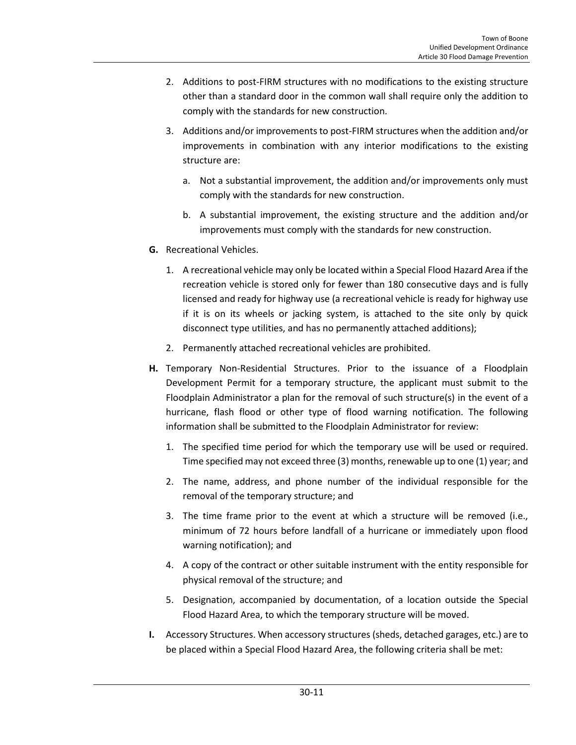2. Additions to post-FIRM structures with no modifications to the existing structure other than a standard door in the common wall shall require only the addition to comply with the standards for new construction.

3. Additions and/or improvements to post-FIRM structures when the addition and/or improvements in combination with any interior modifications to the existing structure are:

   a. Not a substantial improvement, the addition and/or improvements only must comply with the standards for new construction.

   b. A substantial improvement, the existing structure and the addition and/or improvements must comply with the standards for new construction.

**G.** Recreational Vehicles.

1. A recreational vehicle may only be located within a Special Flood Hazard Area if the recreation vehicle is stored only for fewer than 180 consecutive days and is fully licensed and ready for highway use (a recreational vehicle is ready for highway use if it is on its wheels or jacking system, is attached to the site only by quick disconnect type utilities, and has no permanently attached additions);

2. Permanently attached recreational vehicles are prohibited.

**H.** Temporary Non-Residential Structures. Prior to the issuance of a Floodplain Development Permit for a temporary structure, the applicant must submit to the Floodplain Administrator a plan for the removal of such structure(s) in the event of a hurricane, flash flood or other type of flood warning notification. The following information shall be submitted to the Floodplain Administrator for review:

1. The specified time period for which the temporary use will be used or required. Time specified may not exceed three (3) months, renewable up to one (1) year; and

2. The name, address, and phone number of the individual responsible for the removal of the temporary structure; and

3. The time frame prior to the event at which a structure will be removed (i.e., minimum of 72 hours before landfall of a hurricane or immediately upon flood warning notification); and

4. A copy of the contract or other suitable instrument with the entity responsible for physical removal of the structure; and

5. Designation, accompanied by documentation, of a location outside the Special Flood Hazard Area, to which the temporary structure will be moved.

**I.** Accessory Structures. When accessory structures (sheds, detached garages, etc.) are to be placed within a Special Flood Hazard Area, the following criteria shall be met: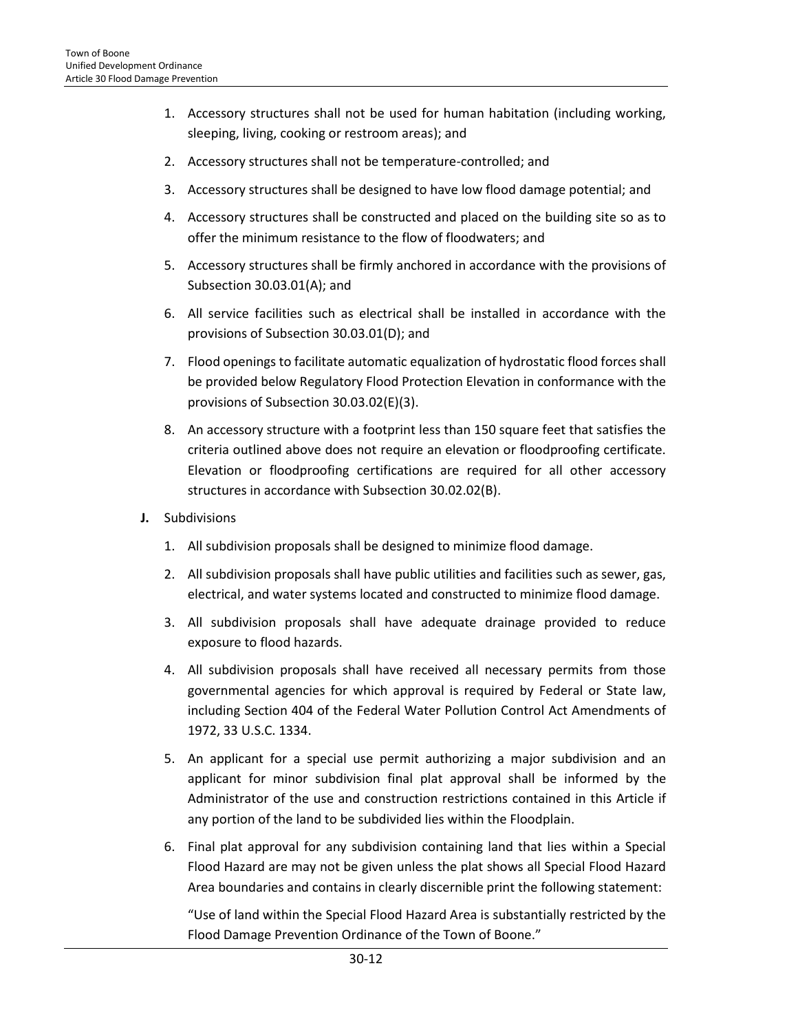1. Accessory structures shall not be used for human habitation (including working, sleeping, living, cooking or restroom areas); and
2. Accessory structures shall not be temperature-controlled; and
3. Accessory structures shall be designed to have low flood damage potential; and
4. Accessory structures shall be constructed and placed on the building site so as to offer the minimum resistance to the flow of floodwaters; and
5. Accessory structures shall be firmly anchored in accordance with the provisions of Subsection 30.03.01(A); and
6. All service facilities such as electrical shall be installed in accordance with the provisions of Subsection 30.03.01(D); and
7. Flood openings to facilitate automatic equalization of hydrostatic flood forces shall be provided below Regulatory Flood Protection Elevation in conformance with the provisions of Subsection 30.03.02(E)(3).
8. An accessory structure with a footprint less than 150 square feet that satisfies the criteria outlined above does not require an elevation or floodproofing certificate. Elevation or floodproofing certifications are required for all other accessory structures in accordance with Subsection 30.02.02(B).

**J.** Subdivisions

1. All subdivision proposals shall be designed to minimize flood damage.
2. All subdivision proposals shall have public utilities and facilities such as sewer, gas, electrical, and water systems located and constructed to minimize flood damage.
3. All subdivision proposals shall have adequate drainage provided to reduce exposure to flood hazards.
4. All subdivision proposals shall have received all necessary permits from those governmental agencies for which approval is required by Federal or State law, including Section 404 of the Federal Water Pollution Control Act Amendments of 1972, 33 U.S.C. 1334.
5. An applicant for a special use permit authorizing a major subdivision and an applicant for minor subdivision final plat approval shall be informed by the Administrator of the use and construction restrictions contained in this Article if any portion of the land to be subdivided lies within the Floodplain.
6. Final plat approval for any subdivision containing land that lies within a Special Flood Hazard are may not be given unless the plat shows all Special Flood Hazard Area boundaries and contains in clearly discernible print the following statement:

   "Use of land within the Special Flood Hazard Area is substantially restricted by the Flood Damage Prevention Ordinance of the Town of Boone."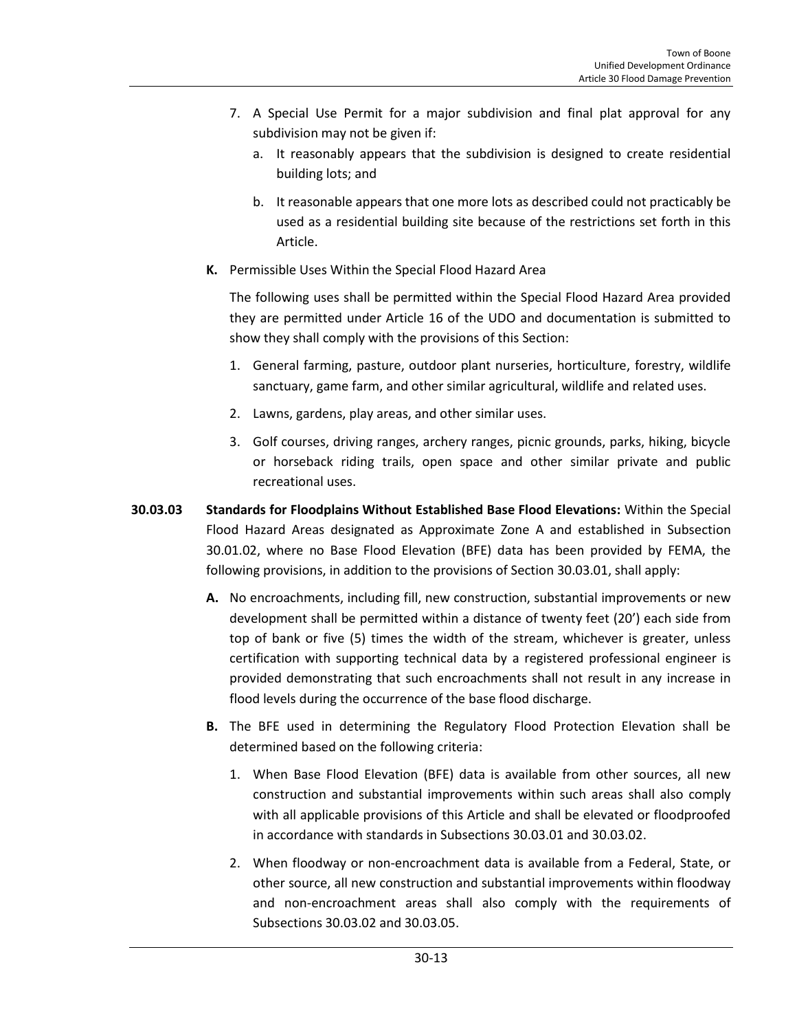7. A Special Use Permit for a major subdivision and final plat approval for any subdivision may not be given if:
   a. It reasonably appears that the subdivision is designed to create residential building lots; and
   b. It reasonable appears that one more lots as described could not practicably be used as a residential building site because of the restrictions set forth in this Article.

**K.** Permissible Uses Within the Special Flood Hazard Area

The following uses shall be permitted within the Special Flood Hazard Area provided they are permitted under Article 16 of the UDO and documentation is submitted to show they shall comply with the provisions of this Section:

1. General farming, pasture, outdoor plant nurseries, horticulture, forestry, wildlife sanctuary, game farm, and other similar agricultural, wildlife and related uses.
2. Lawns, gardens, play areas, and other similar uses.
3. Golf courses, driving ranges, archery ranges, picnic grounds, parks, hiking, bicycle or horseback riding trails, open space and other similar private and public recreational uses.

**30.03.03 Standards for Floodplains Without Established Base Flood Elevations:** Within the Special Flood Hazard Areas designated as Approximate Zone A and established in Subsection 30.01.02, where no Base Flood Elevation (BFE) data has been provided by FEMA, the following provisions, in addition to the provisions of Section 30.03.01, shall apply:

**A.** No encroachments, including fill, new construction, substantial improvements or new development shall be permitted within a distance of twenty feet (20') each side from top of bank or five (5) times the width of the stream, whichever is greater, unless certification with supporting technical data by a registered professional engineer is provided demonstrating that such encroachments shall not result in any increase in flood levels during the occurrence of the base flood discharge.

**B.** The BFE used in determining the Regulatory Flood Protection Elevation shall be determined based on the following criteria:

1. When Base Flood Elevation (BFE) data is available from other sources, all new construction and substantial improvements within such areas shall also comply with all applicable provisions of this Article and shall be elevated or floodproofed in accordance with standards in Subsections 30.03.01 and 30.03.02.
2. When floodway or non-encroachment data is available from a Federal, State, or other source, all new construction and substantial improvements within floodway and non-encroachment areas shall also comply with the requirements of Subsections 30.03.02 and 30.03.05.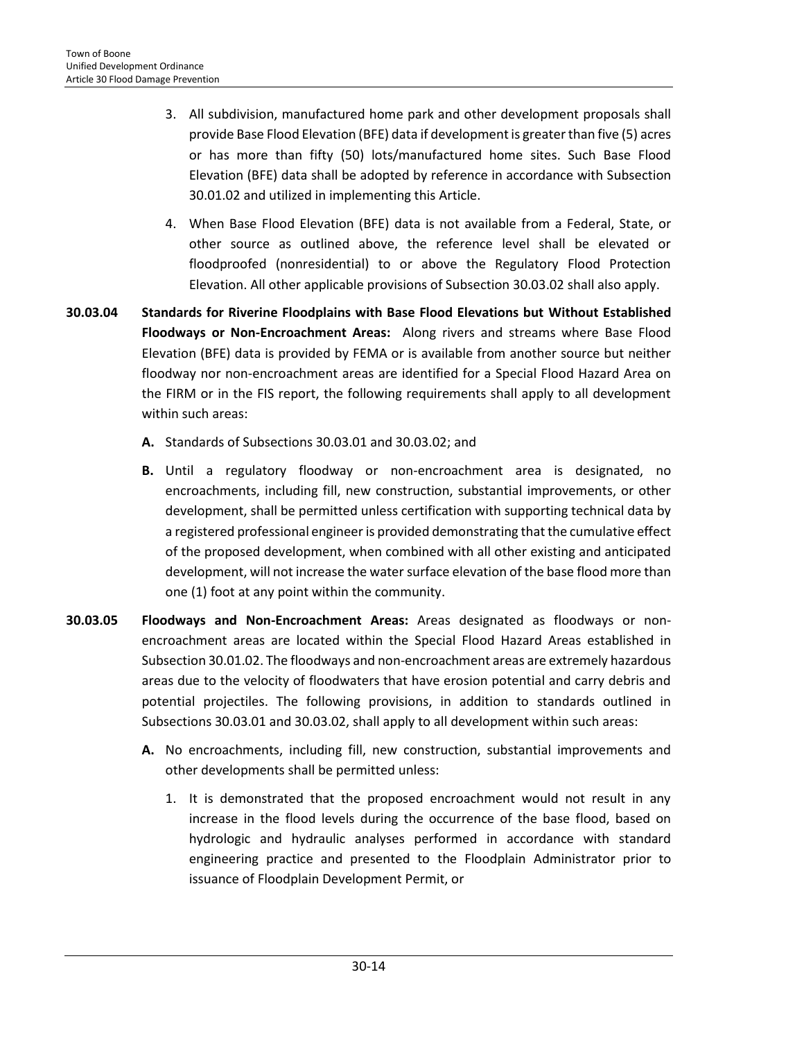3. All subdivision, manufactured home park and other development proposals shall provide Base Flood Elevation (BFE) data if development is greater than five (5) acres or has more than fifty (50) lots/manufactured home sites. Such Base Flood Elevation (BFE) data shall be adopted by reference in accordance with Subsection 30.01.02 and utilized in implementing this Article.

4. When Base Flood Elevation (BFE) data is not available from a Federal, State, or other source as outlined above, the reference level shall be elevated or floodproofed (nonresidential) to or above the Regulatory Flood Protection Elevation. All other applicable provisions of Subsection 30.03.02 shall also apply.

**30.03.04 Standards for Riverine Floodplains with Base Flood Elevations but Without Established Floodways or Non-Encroachment Areas:** Along rivers and streams where Base Flood Elevation (BFE) data is provided by FEMA or is available from another source but neither floodway nor non-encroachment areas are identified for a Special Flood Hazard Area on the FIRM or in the FIS report, the following requirements shall apply to all development within such areas:

**A.** Standards of Subsections 30.03.01 and 30.03.02; and

**B.** Until a regulatory floodway or non-encroachment area is designated, no encroachments, including fill, new construction, substantial improvements, or other development, shall be permitted unless certification with supporting technical data by a registered professional engineer is provided demonstrating that the cumulative effect of the proposed development, when combined with all other existing and anticipated development, will not increase the water surface elevation of the base flood more than one (1) foot at any point within the community.

**30.03.05 Floodways and Non-Encroachment Areas:** Areas designated as floodways or non-encroachment areas are located within the Special Flood Hazard Areas established in Subsection 30.01.02. The floodways and non-encroachment areas are extremely hazardous areas due to the velocity of floodwaters that have erosion potential and carry debris and potential projectiles. The following provisions, in addition to standards outlined in Subsections 30.03.01 and 30.03.02, shall apply to all development within such areas:

**A.** No encroachments, including fill, new construction, substantial improvements and other developments shall be permitted unless:

1. It is demonstrated that the proposed encroachment would not result in any increase in the flood levels during the occurrence of the base flood, based on hydrologic and hydraulic analyses performed in accordance with standard engineering practice and presented to the Floodplain Administrator prior to issuance of Floodplain Development Permit, or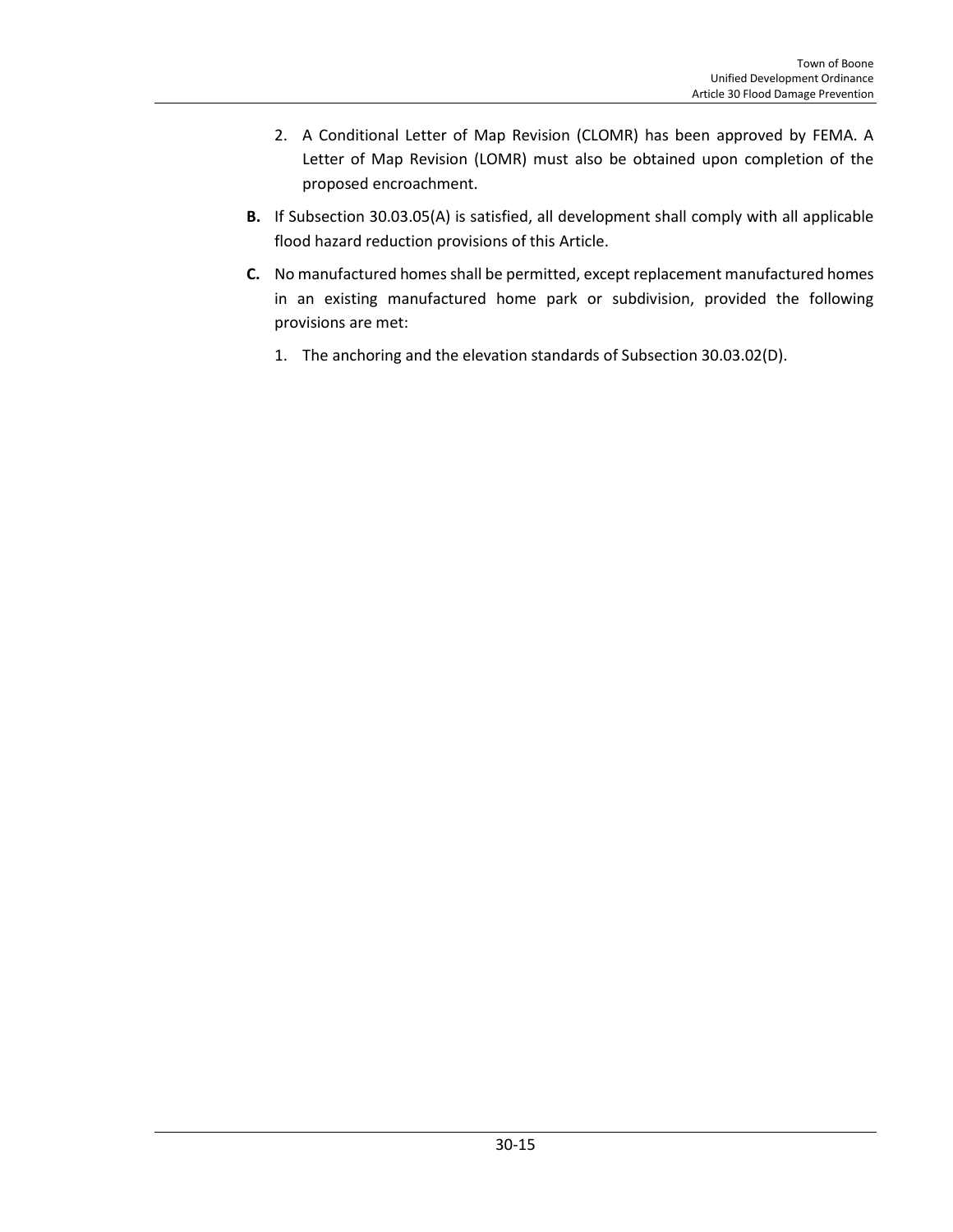2. A Conditional Letter of Map Revision (CLOMR) has been approved by FEMA. A Letter of Map Revision (LOMR) must also be obtained upon completion of the proposed encroachment.

**B.** If Subsection 30.03.05(A) is satisfied, all development shall comply with all applicable flood hazard reduction provisions of this Article.

**C.** No manufactured homes shall be permitted, except replacement manufactured homes in an existing manufactured home park or subdivision, provided the following provisions are met:

1. The anchoring and the elevation standards of Subsection 30.03.02(D).